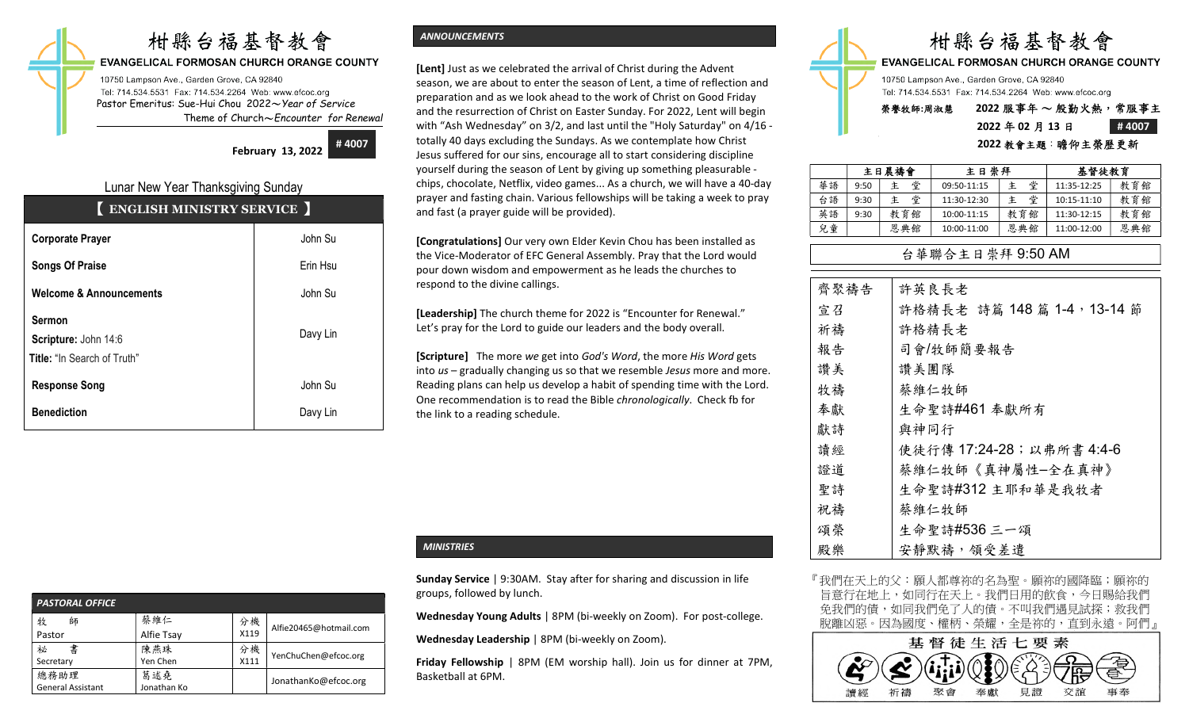# 柑縣台福基督教會

**EVANGELICAL FORMOSAN CHURCH ORANGE COUNTY**

10750 Lampson Ave., Garden Grove, CA 92840
Tel: 714.534.5531 Fax: 714.534.2264 Web: www.efcoc.org
Pastor Emeritus: Sue-Hui Chou 2022～*Year of Service*
Theme of Church～*Encounter for Renewal*

**February 13, 2022** **# 4007**

## Lunar New Year Thanksgiving Sunday

### 【 ENGLISH MINISTRY SERVICE 】

| | |
|---|---|
| **Corporate Prayer** | John Su |
| **Songs Of Praise** | Erin Hsu |
| **Welcome & Announcements** | John Su |
| **Sermon**<br>**Scripture:** John 14:6<br>**Title:** "In Search of Truth" | Davy Lin |
| **Response Song** | John Su |
| **Benediction** | Davy Lin |

### *PASTORAL OFFICE*

| | | | |
|---|---|---|---|
| 牧　師<br>Pastor | 蔡維仁<br>Alfie Tsay | 分機<br>X119 | Alfie20465@hotmail.com |
| 秘　書<br>Secretary | 陳燕珠<br>Yen Chen | 分機<br>X111 | YenChuChen@efcoc.org |
| 總務助理<br>General Assistant | 葛述堯<br>Jonathan Ko | | JonathanKo@efcoc.org |

### *ANNOUNCEMENTS*

**[Lent]** Just as we celebrated the arrival of Christ during the Advent season, we are about to enter the season of Lent, a time of reflection and preparation and as we look ahead to the work of Christ on Good Friday and the resurrection of Christ on Easter Sunday. For 2022, Lent will begin with "Ash Wednesday" on 3/2, and last until the "Holy Saturday" on 4/16 - totally 40 days excluding the Sundays. As we contemplate how Christ Jesus suffered for our sins, encourage all to start considering discipline yourself during the season of Lent by giving up something pleasurable - chips, chocolate, Netflix, video games... As a church, we will have a 40-day prayer and fasting chain. Various fellowships will be taking a week to pray and fast (a prayer guide will be provided).

**[Congratulations]** Our very own Elder Kevin Chou has been installed as the Vice-Moderator of EFC General Assembly. Pray that the Lord would pour down wisdom and empowerment as he leads the churches to respond to the divine callings.

**[Leadership]** The church theme for 2022 is "Encounter for Renewal." Let's pray for the Lord to guide our leaders and the body overall.

**[Scripture]** The more *we* get into *God's Word*, the more *His Word* gets into *us* – gradually changing us so that we resemble *Jesus* more and more. Reading plans can help us develop a habit of spending time with the Lord. One recommendation is to read the Bible *chronologically*. Check fb for the link to a reading schedule.

### *MINISTRIES*

**Sunday Service** | 9:30AM. Stay after for sharing and discussion in life groups, followed by lunch.

**Wednesday Young Adults** | 8PM (bi-weekly on Zoom). For post-college.

**Wednesday Leadership** | 8PM (bi-weekly on Zoom).

**Friday Fellowship** | 8PM (EM worship hall). Join us for dinner at 7PM, Basketball at 6PM.

# 柑縣台福基督教會

**EVANGELICAL FORMOSAN CHURCH ORANGE COUNTY**

10750 Lampson Ave., Garden Grove, CA 92840
Tel: 714.534.5531 Fax: 714.534.2264 Web: www.efcoc.org

**榮譽牧師:周淑慧**　**2022 服事年 ～ 殷勤火熱，常服事主**

**2022 年 02 月 13 日**　**# 4007**

**2022 教會主題：瞻仰主榮歷更新**

| | 主日晨禱會 | | 主日崇拜 | | 基督徒教育 | |
|---|---|---|---|---|---|---|
| 華語 | 9:50 | 主　堂 | 09:50-11:15 | 主　堂 | 11:35-12:25 | 教育館 |
| 台語 | 9:30 | 主　堂 | 11:30-12:30 | 主　堂 | 10:15-11:10 | 教育館 |
| 英語 | 9:30 | 教育館 | 10:00-11:15 | 教育館 | 11:30-12:15 | 教育館 |
| 兒童 | | 恩典館 | 10:00-11:00 | 恩典館 | 11:00-12:00 | 恩典館 |

**台華聯合主日崇拜 9:50 AM**

| | |
|---|---|
| 齊聚禱告 | 許英良長老 |
| 宣召 | 許格精長老　詩篇 148 篇 1-4，13-14 節 |
| 祈禱 | 許格精長老 |
| 報告 | 司會/牧師簡要報告 |
| 讚美 | 讚美團隊 |
| 牧禱 | 蔡維仁牧師 |
| 奉獻 | 生命聖詩#461 奉獻所有 |
| 獻詩 | 與神同行 |
| 讀經 | 使徒行傳 17:24-28；以弗所書 4:4-6 |
| 證道 | 蔡維仁牧師《真神屬性–全在真神》 |
| 聖詩 | 生命聖詩#312 主耶和華是我牧者 |
| 祝禱 | 蔡維仁牧師 |
| 頌榮 | 生命聖詩#536 三一頌 |
| 殿樂 | 安靜默禱，領受差遣 |

『我們在天上的父：願人都尊祢的名為聖。願祢的國降臨；願祢的旨意行在地上，如同行在天上。我們日用的飲食，今日賜給我們。免我們的債，如同我們免了人的債。不叫我們遇見試探；救我們脫離凶惡。因為國度、權柄、榮耀，全是祢的，直到永遠。阿們』

**基督徒生活七要素**

讀經　祈禱　聚會　奉獻　見證　交誼　事奉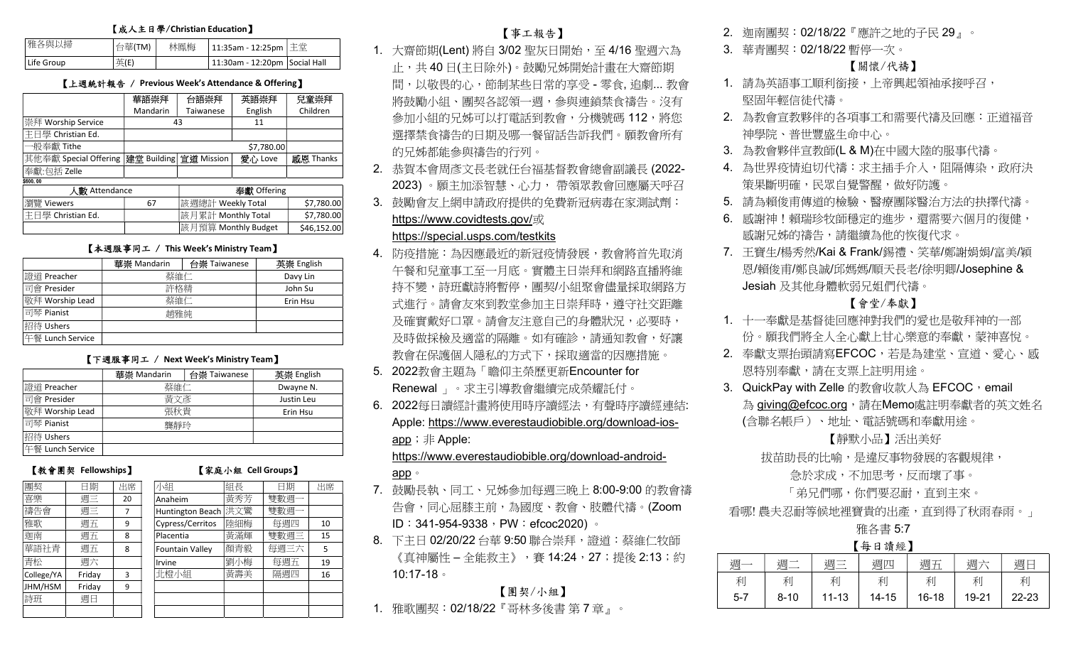## 【成人主日學/Christian Education】

| | | | | |
|---|---|---|---|---|
| 雅各與以掃 | 台華(TM) | 林鳳梅 | 11:35am - 12:25pm | 主堂 |
| Life Group | 英(E) | | 11:30am - 12:20pm | Social Hall |

## 【上週統計報告 / Previous Week's Attendance & Offering】

| | 華語崇拜 Mandarin | 台語崇拜 Taiwanese | 英語崇拜 English | 兒童崇拜 Children |
|---|---|---|---|---|
| 崇拜 Worship Service | 43 | | 11 | |
| 主日學 Christian Ed. | | | | |
| 一般奉獻 Tithe | | | $7,780.00 | |
| 其他奉獻 Special Offering | 建堂 Building | 宣道 Mission | 愛心 Love | 感恩 Thanks |
| 奉獻:包括 Zelle | | | | |

$600.00

| 人數 Attendance | | 奉獻 Offering | |
|---|---|---|---|
| 瀏覽 Viewers | 67 | 該週總計 Weekly Total | $7,780.00 |
| 主日學 Christian Ed. | | 該月累計 Monthly Total | $7,780.00 |
| | | 該月預算 Monthly Budget | $46,152.00 |

## 【本週服事同工 / This Week's Ministry Team】

| | 華崇 Mandarin | 台崇 Taiwanese | 英崇 English |
|---|---|---|---|
| 證道 Preacher | 蔡維仁 | | Davy Lin |
| 司會 Presider | 許格精 | | John Su |
| 敬拜 Worship Lead | 蔡維仁 | | Erin Hsu |
| 司琴 Pianist | 趙雅純 | | |
| 招待 Ushers | | | |
| 午餐 Lunch Service | | | |

## 【下週服事同工 / Next Week's Ministry Team】

| | 華崇 Mandarin | 台崇 Taiwanese | 英崇 English |
|---|---|---|---|
| 證道 Preacher | 蔡維仁 | | Dwayne N. |
| 司會 Presider | 黃文彥 | | Justin Leu |
| 敬拜 Worship Lead | 張秋貴 | | Erin Hsu |
| 司琴 Pianist | 龔靜玲 | | |
| 招待 Ushers | | | |
| 午餐 Lunch Service | | | |

## 【教會團契 Fellowships】

| 團契 | 日期 | 出席 |
|---|---|---|
| 喜樂 | 週三 | 20 |
| 禱告會 | 週三 | 7 |
| 雅歌 | 週五 | 9 |
| 迦南 | 週五 | 8 |
| 華語社青 | 週五 | 8 |
| 青松 | 週六 | |
| College/YA | Friday | 3 |
| JHM/HSM | Friday | 9 |
| 詩班 | 週日 | |

## 【家庭小組 Cell Groups】

| 小組 | 組長 | 日期 | 出席 |
|---|---|---|---|
| Anaheim | 黃秀芳 | 雙數週一 | |
| Huntington Beach | 洪文鸞 | 雙數週一 | |
| Cypress/Cerritos | 陸細梅 | 每週四 | 10 |
| Placentia | 黃滿輝 | 雙數週三 | 15 |
| Fountain Valley | 顏青毅 | 每週三六 | 5 |
| Irvine | 劉小梅 | 每週五 | 19 |
| 北橙小組 | 黃壽美 | 隔週四 | 16 |

## 【事工報告】

1. 大齋節期(Lent) 將自 3/02 聖灰日開始，至 4/16 聖週六為止，共 40 日(主日除外)。鼓勵兄姊開始計畫在大齋節期間，以敬畏的心，節制某些日常的享受 - 零食, 追劇... 教會將鼓勵小組、團契各認領一週，參與連鎖禁食禱告。沒有參加小組的兄姊可以打電話到教會，分機號碼 112，將您選擇禁食禱告的日期及哪一餐留話告訴我們。願教會所有的兄姊都能參與禱告的行列。
2. 恭賀本會周彥文長老就任台福基督教會總會副議長 (2022-2023) 。願主加添智慧、心力，帶領眾教會回應屬天呼召
3. 鼓勵會友上網申請政府提供的免費新冠病毒在家測試劑：https://www.covidtests.gov/或 https://special.usps.com/testkits
4. 防疫措施：為因應最近的新冠疫情發展，教會將首先取消午餐和兒童事工至一月底。實體主日崇拜和網路直播將維持不變，詩班獻詩將暫停，團契/小組聚會儘量採取網路方式進行。請會友來到教堂參加主日崇拜時，遵守社交距離及確實戴好口罩。請會友注意自己的身體狀況，必要時，及時做採檢及適當的隔離。如有確診，請通知教會，好讓教會在保護個人隱私的方式下，採取適當的因應措施。
5. 2022教會主題為「瞻仰主榮歷更新Encounter for Renewal 」。求主引導教會繼續完成榮耀託付。
6. 2022每日讀經計畫將使用時序讀經法，有聲時序讀經連結: Apple: https://www.everestaudiobible.org/download-ios-app；非 Apple: https://www.everestaudiobible.org/download-android-app。
7. 鼓勵長執、同工、兄姊參加每週三晚上 8:00-9:00 的教會禱告會，同心屈膝主前，為國度、教會、肢體代禱。(Zoom ID：341-954-9338，PW：efcoc2020) 。
8. 下主日 02/20/22 台華 9:50 聯合崇拜，證道：蔡維仁牧師《真神屬性 – 全能救主》，賽 14:24，27；提後 2:13；約 10:17-18。

## 【團契/小組】

1. 雅歌團契：02/18/22『哥林多後書 第 7 章』。
2. 迦南團契：02/18/22『應許之地的子民 29』。
3. 華青團契：02/18/22 暫停一次。

## 【關懷/代禱】

1. 請為英語事工順利銜接，上帝興起領袖承接呼召，堅固年輕信徒代禱。
2. 為教會宣教夥伴的各項事工和需要代禱及回應：正道福音神學院、普世豐盛生命中心。
3. 為教會夥伴宣教師(L & M)在中國大陸的服事代禱。
4. 為世界疫情迫切代禱：求主插手介入，阻隔傳染，政府決策果斷明確，民眾自覺警醒，做好防護。
5. 請為賴俊甫傳道的檢驗、醫療團隊醫治方法的抉擇代禱。
6. 感謝神！賴瑞珍牧師穩定的進步，還需要六個月的復健，感謝兄姊的禱告，請繼續為他的恢復代求。
7. 王寶生/楊秀然/Kai & Frank/錫禮、笑華/鄭謝娟娟/富美/穎恩/賴俊甫/鄭良誠/邱媽媽/順天長老/徐明卿/Josephine & Jesiah 及其他身體軟弱兄姐們代禱。

## 【會堂/奉獻】

1. 十一奉獻是基督徒回應神對我們的愛也是敬拜神的一部份。願我們將全人全心獻上甘心樂意的奉獻，蒙神喜悅。
2. 奉獻支票抬頭請寫EFCOC，若是為建堂、宣道、愛心、感恩特別奉獻，請在支票上註明用途。
3. QuickPay with Zelle 的教會收款人為 EFCOC，email 為 giving@efcoc.org，請在Memo處註明奉獻者的英文姓名(含聯名帳戶）、地址、電話號碼和奉獻用途。

## 【靜默小品】活出美好

拔苗助長的比喻，是違反事物發展的客觀規律，

急於求成，不加思考，反而壞了事。

「弟兄們哪，你們要忍耐，直到主來。

看哪! 農夫忍耐等候地裡寶貴的出產，直到得了秋雨春雨。」

雅各書 5:7

## 【每日讀經】

| 週一 | 週二 | 週三 | 週四 | 週五 | 週六 | 週日 |
|---|---|---|---|---|---|---|
| 利 5-7 | 利 8-10 | 利 11-13 | 利 14-15 | 利 16-18 | 利 19-21 | 利 22-23 |